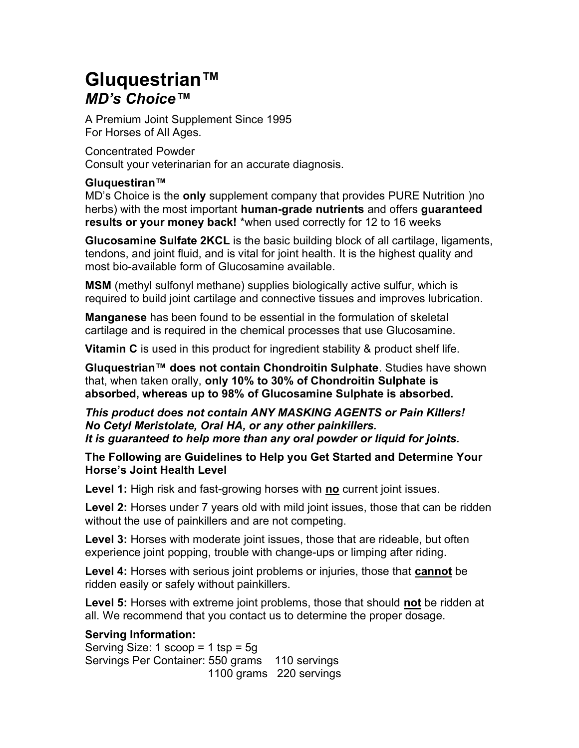# Gluquestrian™
## *MD's Choice™*

A Premium Joint Supplement Since 1995
For Horses of All Ages.

Concentrated Powder
Consult your veterinarian for an accurate diagnosis.

**Gluquestiran™**
MD's Choice is the **only** supplement company that provides PURE Nutrition )no herbs) with the most important **human-grade nutrients** and offers **guaranteed results or your money back!** *when used correctly for 12 to 16 weeks

**Glucosamine Sulfate 2KCL** is the basic building block of all cartilage, ligaments, tendons, and joint fluid, and is vital for joint health. It is the highest quality and most bio-available form of Glucosamine available.

**MSM** (methyl sulfonyl methane) supplies biologically active sulfur, which is required to build joint cartilage and connective tissues and improves lubrication.

**Manganese** has been found to be essential in the formulation of skeletal cartilage and is required in the chemical processes that use Glucosamine.

**Vitamin C** is used in this product for ingredient stability & product shelf life.

**Gluquestrian™ does not contain Chondroitin Sulphate**. Studies have shown that, when taken orally, **only 10% to 30% of Chondroitin Sulphate is absorbed, whereas up to 98% of Glucosamine Sulphate is absorbed.**

***This product does not contain ANY MASKING AGENTS or Pain Killers!***
***No Cetyl Meristolate, Oral HA, or any other painkillers.***
***It is guaranteed to help more than any oral powder or liquid for joints.***

**The Following are Guidelines to Help you Get Started and Determine Your Horse's Joint Health Level**

**Level 1:** High risk and fast-growing horses with **no** current joint issues.

**Level 2:** Horses under 7 years old with mild joint issues, those that can be ridden without the use of painkillers and are not competing.

**Level 3:** Horses with moderate joint issues, those that are rideable, but often experience joint popping, trouble with change-ups or limping after riding.

**Level 4:** Horses with serious joint problems or injuries, those that **cannot** be ridden easily or safely without painkillers.

**Level 5:** Horses with extreme joint problems, those that should **not** be ridden at all. We recommend that you contact us to determine the proper dosage.

**Serving Information:**
Serving Size: 1 scoop = 1 tsp = 5g
Servings Per Container: 550 grams 110 servings
1100 grams 220 servings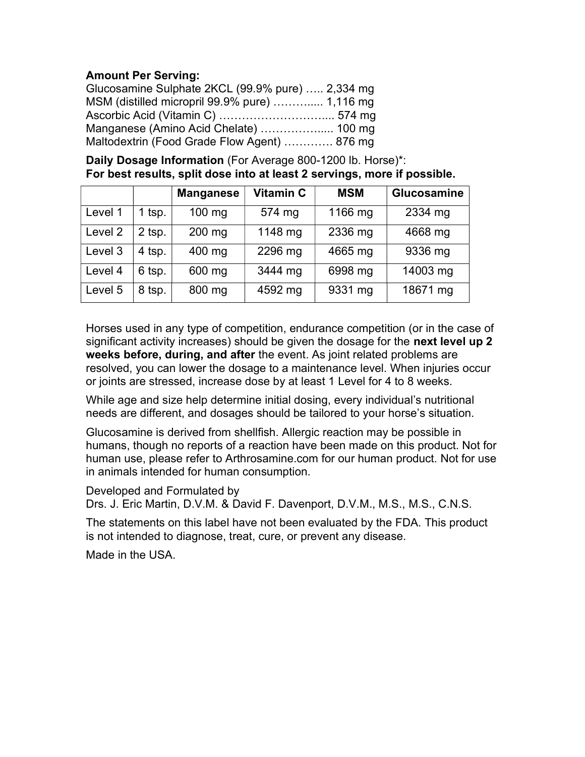**Amount Per Serving:**
Glucosamine Sulphate 2KCL (99.9% pure) ….. 2,334 mg
MSM (distilled micropril 99.9% pure) ………..... 1,116 mg
Ascorbic Acid (Vitamin C) ………………………... 574 mg
Manganese (Amino Acid Chelate) ……………..... 100 mg
Maltodextrin (Food Grade Flow Agent) …………. 876 mg

**Daily Dosage Information** (For Average 800-1200 lb. Horse)*:
**For best results, split dose into at least 2 servings, more if possible.**

| | | Manganese | Vitamin C | MSM | Glucosamine |
|---|---|---|---|---|---|
| Level 1 | 1 tsp. | 100 mg | 574 mg | 1166 mg | 2334 mg |
| Level 2 | 2 tsp. | 200 mg | 1148 mg | 2336 mg | 4668 mg |
| Level 3 | 4 tsp. | 400 mg | 2296 mg | 4665 mg | 9336 mg |
| Level 4 | 6 tsp. | 600 mg | 3444 mg | 6998 mg | 14003 mg |
| Level 5 | 8 tsp. | 800 mg | 4592 mg | 9331 mg | 18671 mg |

Horses used in any type of competition, endurance competition (or in the case of significant activity increases) should be given the dosage for the **next level up 2 weeks before, during, and after** the event. As joint related problems are resolved, you can lower the dosage to a maintenance level. When injuries occur or joints are stressed, increase dose by at least 1 Level for 4 to 8 weeks.

While age and size help determine initial dosing, every individual's nutritional needs are different, and dosages should be tailored to your horse's situation.

Glucosamine is derived from shellfish. Allergic reaction may be possible in humans, though no reports of a reaction have been made on this product. Not for human use, please refer to Arthrosamine.com for our human product. Not for use in animals intended for human consumption.

Developed and Formulated by
Drs. J. Eric Martin, D.V.M. & David F. Davenport, D.V.M., M.S., M.S., C.N.S.

The statements on this label have not been evaluated by the FDA. This product is not intended to diagnose, treat, cure, or prevent any disease.

Made in the USA.